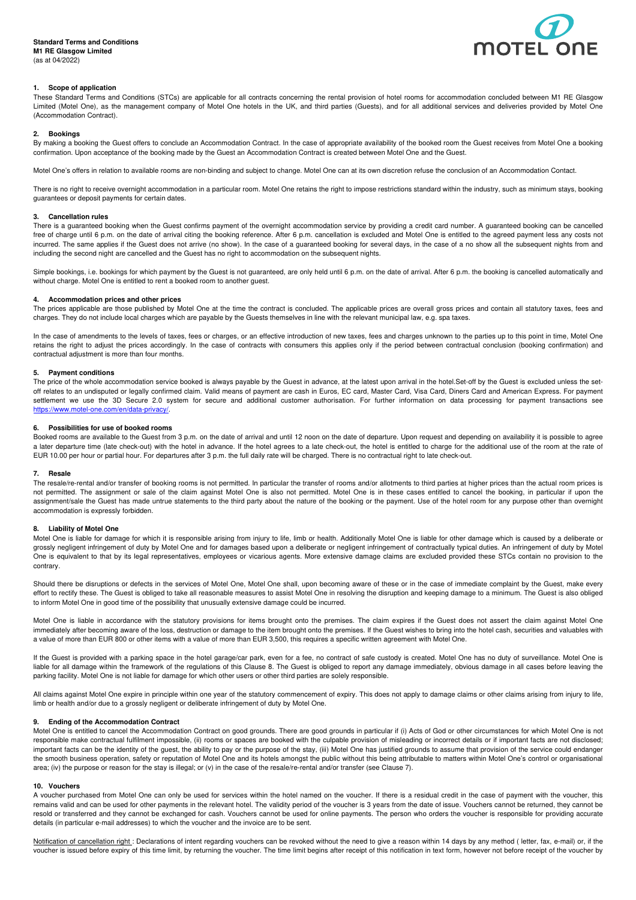**Standard Terms and Conditions**
**M1 RE Glasgow Limited**
(as at 04/2022)

## 1. Scope of application

These Standard Terms and Conditions (STCs) are applicable for all contracts concerning the rental provision of hotel rooms for accommodation concluded between M1 RE Glasgow Limited (Motel One), as the management company of Motel One hotels in the UK, and third parties (Guests), and for all additional services and deliveries provided by Motel One (Accommodation Contract).

## 2. Bookings

By making a booking the Guest offers to conclude an Accommodation Contract. In the case of appropriate availability of the booked room the Guest receives from Motel One a booking confirmation. Upon acceptance of the booking made by the Guest an Accommodation Contract is created between Motel One and the Guest.

Motel One's offers in relation to available rooms are non-binding and subject to change. Motel One can at its own discretion refuse the conclusion of an Accommodation Contact.

There is no right to receive overnight accommodation in a particular room. Motel One retains the right to impose restrictions standard within the industry, such as minimum stays, booking guarantees or deposit payments for certain dates.

## 3. Cancellation rules

There is a guaranteed booking when the Guest confirms payment of the overnight accommodation service by providing a credit card number. A guaranteed booking can be cancelled free of charge until 6 p.m. on the date of arrival citing the booking reference. After 6 p.m. cancellation is excluded and Motel One is entitled to the agreed payment less any costs not incurred. The same applies if the Guest does not arrive (no show). In the case of a guaranteed booking for several days, in the case of a no show all the subsequent nights from and including the second night are cancelled and the Guest has no right to accommodation on the subsequent nights.

Simple bookings, i.e. bookings for which payment by the Guest is not guaranteed, are only held until 6 p.m. on the date of arrival. After 6 p.m. the booking is cancelled automatically and without charge. Motel One is entitled to rent a booked room to another guest.

## 4. Accommodation prices and other prices

The prices applicable are those published by Motel One at the time the contract is concluded. The applicable prices are overall gross prices and contain all statutory taxes, fees and charges. They do not include local charges which are payable by the Guests themselves in line with the relevant municipal law, e.g. spa taxes.

In the case of amendments to the levels of taxes, fees or charges, or an effective introduction of new taxes, fees and charges unknown to the parties up to this point in time, Motel One retains the right to adjust the prices accordingly. In the case of contracts with consumers this applies only if the period between contractual conclusion (booking confirmation) and contractual adjustment is more than four months.

## 5. Payment conditions

The price of the whole accommodation service booked is always payable by the Guest in advance, at the latest upon arrival in the hotel.Set-off by the Guest is excluded unless the set-off relates to an undisputed or legally confirmed claim. Valid means of payment are cash in Euros, EC card, Master Card, Visa Card, Diners Card and American Express. For payment settlement we use the 3D Secure 2.0 system for secure and additional customer authorisation. For further information on data processing for payment transactions see https://www.motel-one.com/en/data-privacy/.

## 6. Possibilities for use of booked rooms

Booked rooms are available to the Guest from 3 p.m. on the date of arrival and until 12 noon on the date of departure. Upon request and depending on availability it is possible to agree a later departure time (late check-out) with the hotel in advance. If the hotel agrees to a late check-out, the hotel is entitled to charge for the additional use of the room at the rate of EUR 10.00 per hour or partial hour. For departures after 3 p.m. the full daily rate will be charged. There is no contractual right to late check-out.

## 7. Resale

The resale/re-rental and/or transfer of booking rooms is not permitted. In particular the transfer of rooms and/or allotments to third parties at higher prices than the actual room prices is not permitted. The assignment or sale of the claim against Motel One is also not permitted. Motel One is in these cases entitled to cancel the booking, in particular if upon the assignment/sale the Guest has made untrue statements to the third party about the nature of the booking or the payment. Use of the hotel room for any purpose other than overnight accommodation is expressly forbidden.

## 8. Liability of Motel One

Motel One is liable for damage for which it is responsible arising from injury to life, limb or health. Additionally Motel One is liable for other damage which is caused by a deliberate or grossly negligent infringement of duty by Motel One and for damages based upon a deliberate or negligent infringement of contractually typical duties. An infringement of duty by Motel One is equivalent to that by its legal representatives, employees or vicarious agents. More extensive damage claims are excluded provided these STCs contain no provision to the contrary.

Should there be disruptions or defects in the services of Motel One, Motel One shall, upon becoming aware of these or in the case of immediate complaint by the Guest, make every effort to rectify these. The Guest is obliged to take all reasonable measures to assist Motel One in resolving the disruption and keeping damage to a minimum. The Guest is also obliged to inform Motel One in good time of the possibility that unusually extensive damage could be incurred.

Motel One is liable in accordance with the statutory provisions for items brought onto the premises. The claim expires if the Guest does not assert the claim against Motel One immediately after becoming aware of the loss, destruction or damage to the item brought onto the premises. If the Guest wishes to bring into the hotel cash, securities and valuables with a value of more than EUR 800 or other items with a value of more than EUR 3,500, this requires a specific written agreement with Motel One.

If the Guest is provided with a parking space in the hotel garage/car park, even for a fee, no contract of safe custody is created. Motel One has no duty of surveillance. Motel One is liable for all damage within the framework of the regulations of this Clause 8. The Guest is obliged to report any damage immediately, obvious damage in all cases before leaving the parking facility. Motel One is not liable for damage for which other users or other third parties are solely responsible.

All claims against Motel One expire in principle within one year of the statutory commencement of expiry. This does not apply to damage claims or other claims arising from injury to life, limb or health and/or due to a grossly negligent or deliberate infringement of duty by Motel One.

## 9. Ending of the Accommodation Contract

Motel One is entitled to cancel the Accommodation Contract on good grounds. There are good grounds in particular if (i) Acts of God or other circumstances for which Motel One is not responsible make contractual fulfilment impossible, (ii) rooms or spaces are booked with the culpable provision of misleading or incorrect details or if important facts are not disclosed; important facts can be the identity of the guest, the ability to pay or the purpose of the stay, (iii) Motel One has justified grounds to assume that provision of the service could endanger the smooth business operation, safety or reputation of Motel One and its hotels amongst the public without this being attributable to matters within Motel One's control or organisational area; (iv) the purpose or reason for the stay is illegal; or (v) in the case of the resale/re-rental and/or transfer (see Clause 7).

## 10. Vouchers

A voucher purchased from Motel One can only be used for services within the hotel named on the voucher. If there is a residual credit in the case of payment with the voucher, this remains valid and can be used for other payments in the relevant hotel. The validity period of the voucher is 3 years from the date of issue. Vouchers cannot be returned, they cannot be resold or transferred and they cannot be exchanged for cash. Vouchers cannot be used for online payments. The person who orders the voucher is responsible for providing accurate details (in particular e-mail addresses) to which the voucher and the invoice are to be sent.

Notification of cancellation right : Declarations of intent regarding vouchers can be revoked without the need to give a reason within 14 days by any method ( letter, fax, e-mail) or, if the voucher is issued before expiry of this time limit, by returning the voucher. The time limit begins after receipt of this notification in text form, however not before receipt of the voucher by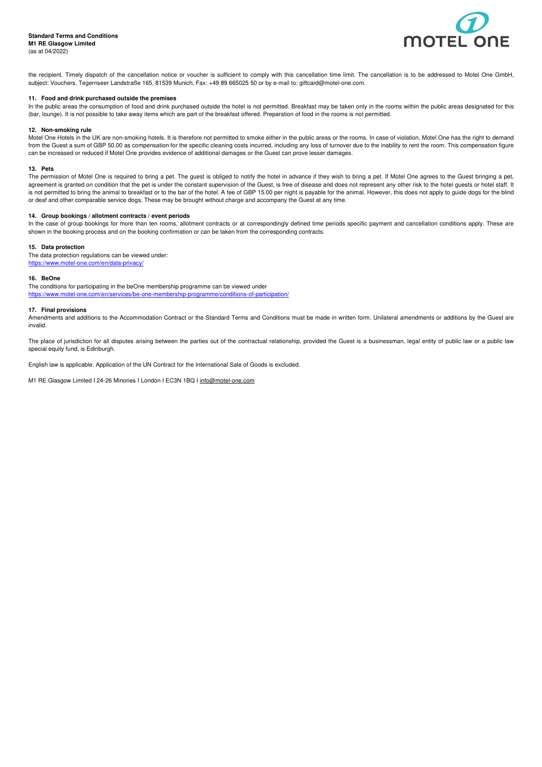the recipient. Timely dispatch of the cancellation notice or voucher is sufficient to comply with this cancellation time limit. The cancellation is to be addressed to Motel One GmbH, subject: Vouchers, Tegernseer Landstraße 165, 81539 Munich, Fax: +49 89 665025 50 or by e-mail to: giftcard@motel-one.com.

### 11. Food and drink purchased outside the premises

In the public areas the consumption of food and drink purchased outside the hotel is not permitted. Breakfast may be taken only in the rooms within the public areas designated for this (bar, lounge). It is not possible to take away items which are part of the breakfast offered. Preparation of food in the rooms is not permitted.

### 12. Non-smoking rule

Motel One Hotels in the UK are non-smoking hotels. It is therefore not permitted to smoke either in the public areas or the rooms. In case of violation, Motel One has the right to demand from the Guest a sum of GBP 50.00 as compensation for the specific cleaning costs incurred, including any loss of turnover due to the inability to rent the room. This compensation figure can be increased or reduced if Motel One provides evidence of additional damages or the Guest can prove lesser damages.

### 13. Pets

The permission of Motel One is required to bring a pet. The guest is obliged to notify the hotel in advance if they wish to bring a pet. If Motel One agrees to the Guest bringing a pet, agreement is granted on condition that the pet is under the constant supervision of the Guest, is free of disease and does not represent any other risk to the hotel guests or hotel staff. It is not permitted to bring the animal to breakfast or to the bar of the hotel. A fee of GBP 15.00 per night is payable for the animal. However, this does not apply to guide dogs for the blind or deaf and other comparable service dogs. These may be brought without charge and accompany the Guest at any time.

### 14. Group bookings / allotment contracts / event periods

In the case of group bookings for more than ten rooms, allotment contracts or at correspondingly defined time periods specific payment and cancellation conditions apply. These are shown in the booking process and on the booking confirmation or can be taken from the corresponding contracts.

### 15. Data protection

The data protection regulations can be viewed under:
https://www.motel-one.com/en/data-privacy/

### 16. BeOne

The conditions for participating in the beOne membership programme can be viewed under
https://www.motel-one.com/en/services/be-one-membership-programme/conditions-of-participation/

### 17. Final provisions

Amendments and additions to the Accommodation Contract or the Standard Terms and Conditions must be made in written form. Unilateral amendments or additions by the Guest are invalid.

The place of jurisdiction for all disputes arising between the parties out of the contractual relationship, provided the Guest is a businessman, legal entity of public law or a public law special equity fund, is Edinburgh.

English law is applicable. Application of the UN Contract for the International Sale of Goods is excluded.

M1 RE Glasgow Limited I 24-26 Minories I London I EC3N 1BQ I info@motel-one.com